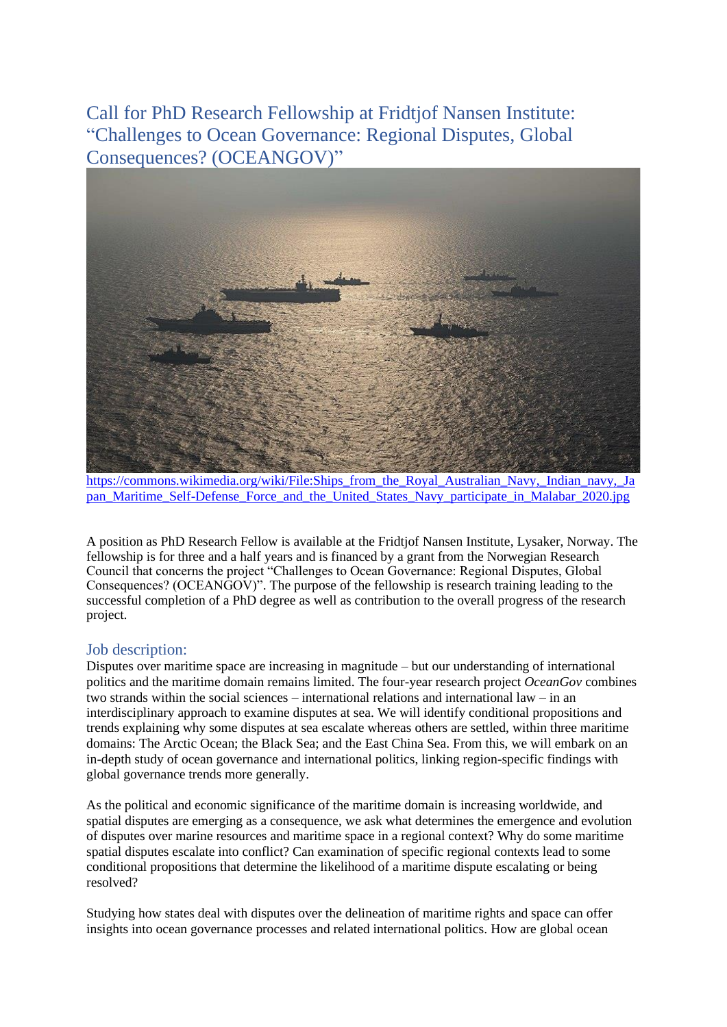# Call for PhD Research Fellowship at Fridtjof Nansen Institute: "Challenges to Ocean Governance: Regional Disputes, Global Consequences? (OCEANGOV)"

https://commons.wikimedia.org/wiki/File:Ships_from_the_Royal_Australian_Navy,_Indian_navy,_Japan_Maritime_Self-Defense_Force_and_the_United_States_Navy_participate_in_Malabar_2020.jpg

A position as PhD Research Fellow is available at the Fridtjof Nansen Institute, Lysaker, Norway. The fellowship is for three and a half years and is financed by a grant from the Norwegian Research Council that concerns the project "Challenges to Ocean Governance: Regional Disputes, Global Consequences? (OCEANGOV)". The purpose of the fellowship is research training leading to the successful completion of a PhD degree as well as contribution to the overall progress of the research project.

## Job description:

Disputes over maritime space are increasing in magnitude – but our understanding of international politics and the maritime domain remains limited. The four-year research project *OceanGov* combines two strands within the social sciences – international relations and international law – in an interdisciplinary approach to examine disputes at sea. We will identify conditional propositions and trends explaining why some disputes at sea escalate whereas others are settled, within three maritime domains: The Arctic Ocean; the Black Sea; and the East China Sea. From this, we will embark on an in-depth study of ocean governance and international politics, linking region-specific findings with global governance trends more generally.

As the political and economic significance of the maritime domain is increasing worldwide, and spatial disputes are emerging as a consequence, we ask what determines the emergence and evolution of disputes over marine resources and maritime space in a regional context? Why do some maritime spatial disputes escalate into conflict? Can examination of specific regional contexts lead to some conditional propositions that determine the likelihood of a maritime dispute escalating or being resolved?

Studying how states deal with disputes over the delineation of maritime rights and space can offer insights into ocean governance processes and related international politics. How are global ocean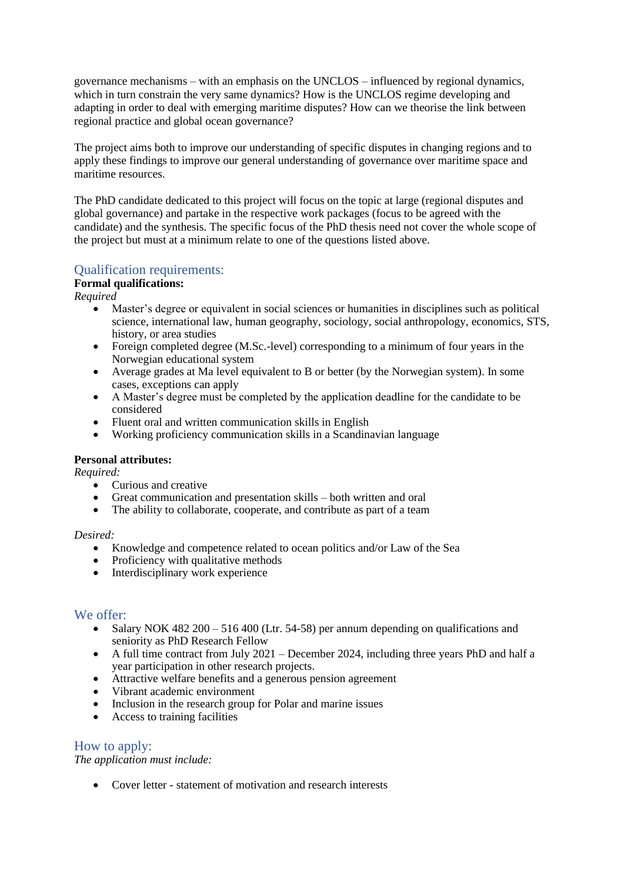governance mechanisms – with an emphasis on the UNCLOS – influenced by regional dynamics, which in turn constrain the very same dynamics? How is the UNCLOS regime developing and adapting in order to deal with emerging maritime disputes? How can we theorise the link between regional practice and global ocean governance?

The project aims both to improve our understanding of specific disputes in changing regions and to apply these findings to improve our general understanding of governance over maritime space and maritime resources.

The PhD candidate dedicated to this project will focus on the topic at large (regional disputes and global governance) and partake in the respective work packages (focus to be agreed with the candidate) and the synthesis. The specific focus of the PhD thesis need not cover the whole scope of the project but must at a minimum relate to one of the questions listed above.

## Qualification requirements:

**Formal qualifications:**

*Required*

- Master's degree or equivalent in social sciences or humanities in disciplines such as political science, international law, human geography, sociology, social anthropology, economics, STS, history, or area studies
- Foreign completed degree (M.Sc.-level) corresponding to a minimum of four years in the Norwegian educational system
- Average grades at Ma level equivalent to B or better (by the Norwegian system). In some cases, exceptions can apply
- A Master's degree must be completed by the application deadline for the candidate to be considered
- Fluent oral and written communication skills in English
- Working proficiency communication skills in a Scandinavian language

**Personal attributes:**

*Required:*

- Curious and creative
- Great communication and presentation skills – both written and oral
- The ability to collaborate, cooperate, and contribute as part of a team

*Desired:*

- Knowledge and competence related to ocean politics and/or Law of the Sea
- Proficiency with qualitative methods
- Interdisciplinary work experience

## We offer:

- Salary NOK 482 200 – 516 400 (Ltr. 54-58) per annum depending on qualifications and seniority as PhD Research Fellow
- A full time contract from July 2021 – December 2024, including three years PhD and half a year participation in other research projects.
- Attractive welfare benefits and a generous pension agreement
- Vibrant academic environment
- Inclusion in the research group for Polar and marine issues
- Access to training facilities

## How to apply:

*The application must include:*

- Cover letter - statement of motivation and research interests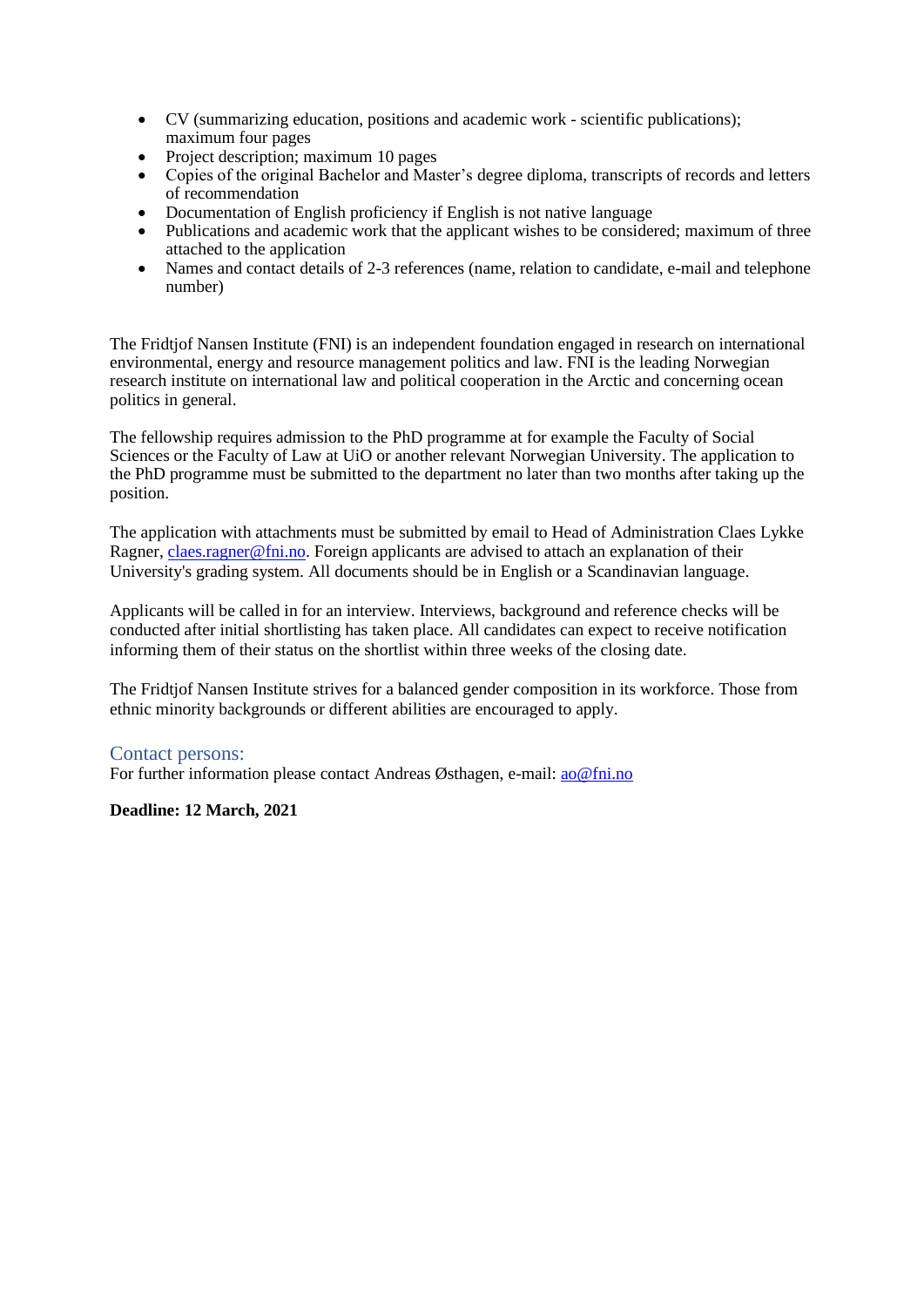- CV (summarizing education, positions and academic work - scientific publications); maximum four pages
- Project description; maximum 10 pages
- Copies of the original Bachelor and Master's degree diploma, transcripts of records and letters of recommendation
- Documentation of English proficiency if English is not native language
- Publications and academic work that the applicant wishes to be considered; maximum of three attached to the application
- Names and contact details of 2-3 references (name, relation to candidate, e-mail and telephone number)

The Fridtjof Nansen Institute (FNI) is an independent foundation engaged in research on international environmental, energy and resource management politics and law. FNI is the leading Norwegian research institute on international law and political cooperation in the Arctic and concerning ocean politics in general.

The fellowship requires admission to the PhD programme at for example the Faculty of Social Sciences or the Faculty of Law at UiO or another relevant Norwegian University. The application to the PhD programme must be submitted to the department no later than two months after taking up the position.

The application with attachments must be submitted by email to Head of Administration Claes Lykke Ragner, claes.ragner@fni.no. Foreign applicants are advised to attach an explanation of their University's grading system. All documents should be in English or a Scandinavian language.

Applicants will be called in for an interview. Interviews, background and reference checks will be conducted after initial shortlisting has taken place. All candidates can expect to receive notification informing them of their status on the shortlist within three weeks of the closing date.

The Fridtjof Nansen Institute strives for a balanced gender composition in its workforce. Those from ethnic minority backgrounds or different abilities are encouraged to apply.

## Contact persons:

For further information please contact Andreas Østhagen, e-mail: ao@fni.no

**Deadline: 12 March, 2021**